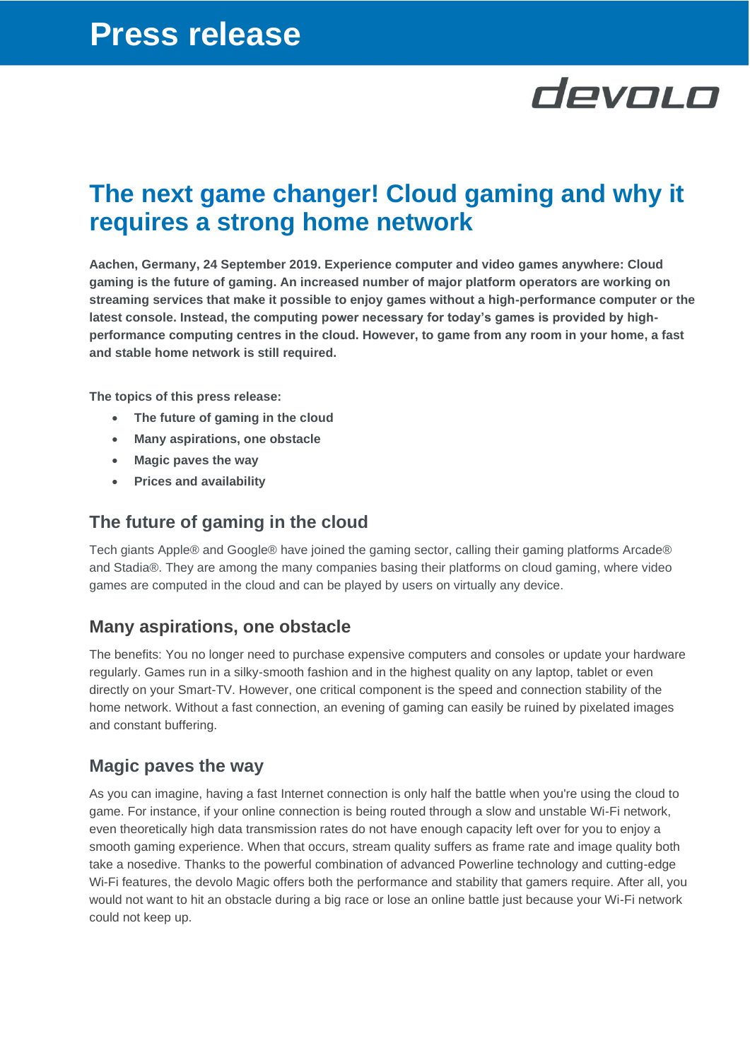Press release

devolo

# The next game changer! Cloud gaming and why it requires a strong home network

**Aachen, Germany, 24 September 2019. Experience computer and video games anywhere: Cloud gaming is the future of gaming. An increased number of major platform operators are working on streaming services that make it possible to enjoy games without a high-performance computer or the latest console. Instead, the computing power necessary for today's games is provided by high-performance computing centres in the cloud. However, to game from any room in your home, a fast and stable home network is still required.**

**The topics of this press release:**

- **The future of gaming in the cloud**
- **Many aspirations, one obstacle**
- **Magic paves the way**
- **Prices and availability**

## The future of gaming in the cloud

Tech giants Apple® and Google® have joined the gaming sector, calling their gaming platforms Arcade® and Stadia®. They are among the many companies basing their platforms on cloud gaming, where video games are computed in the cloud and can be played by users on virtually any device.

## Many aspirations, one obstacle

The benefits: You no longer need to purchase expensive computers and consoles or update your hardware regularly. Games run in a silky-smooth fashion and in the highest quality on any laptop, tablet or even directly on your Smart-TV. However, one critical component is the speed and connection stability of the home network. Without a fast connection, an evening of gaming can easily be ruined by pixelated images and constant buffering.

## Magic paves the way

As you can imagine, having a fast Internet connection is only half the battle when you're using the cloud to game. For instance, if your online connection is being routed through a slow and unstable Wi-Fi network, even theoretically high data transmission rates do not have enough capacity left over for you to enjoy a smooth gaming experience. When that occurs, stream quality suffers as frame rate and image quality both take a nosedive. Thanks to the powerful combination of advanced Powerline technology and cutting-edge Wi-Fi features, the devolo Magic offers both the performance and stability that gamers require. After all, you would not want to hit an obstacle during a big race or lose an online battle just because your Wi-Fi network could not keep up.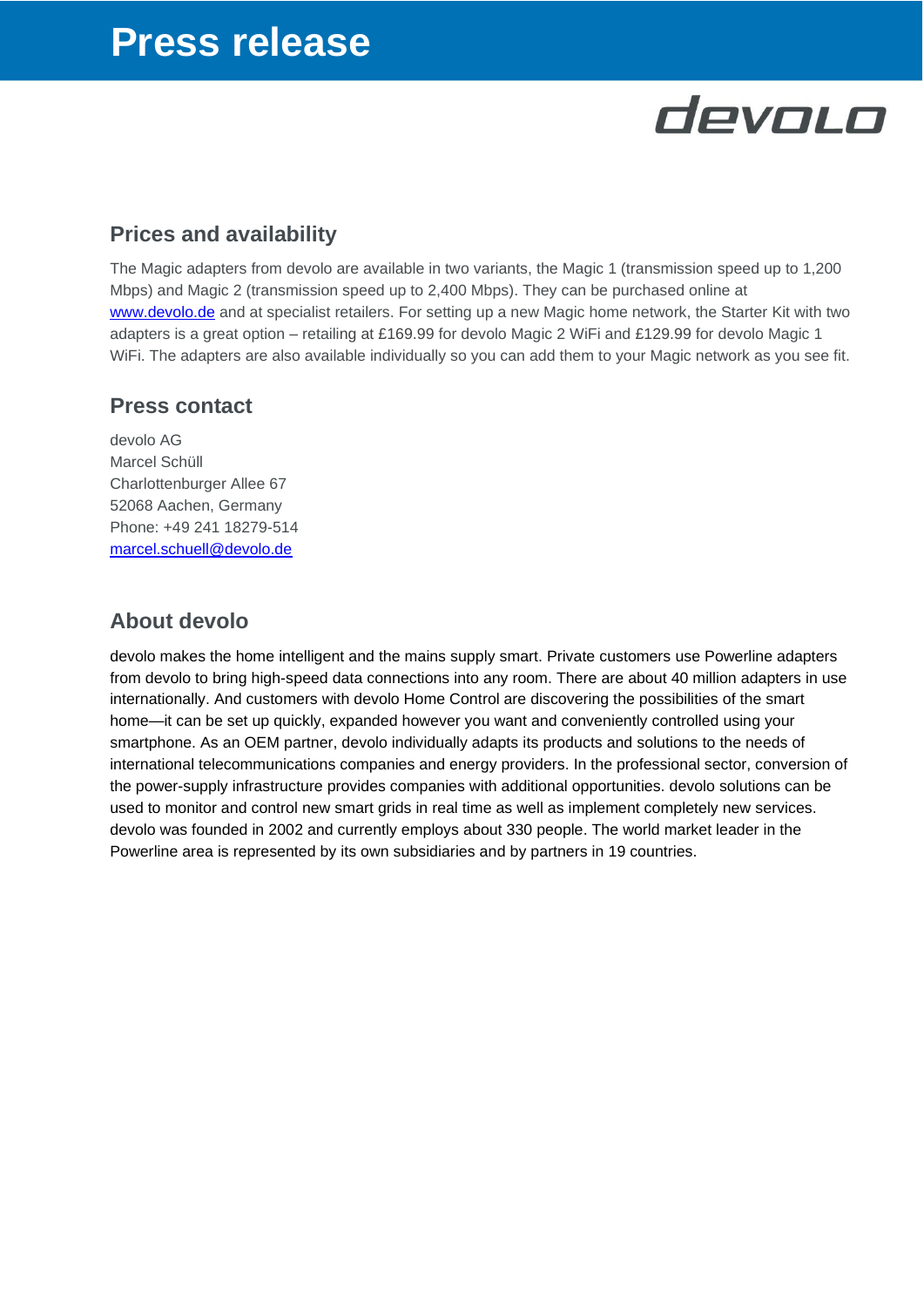## Prices and availability

The Magic adapters from devolo are available in two variants, the Magic 1 (transmission speed up to 1,200 Mbps) and Magic 2 (transmission speed up to 2,400 Mbps). They can be purchased online at www.devolo.de and at specialist retailers. For setting up a new Magic home network, the Starter Kit with two adapters is a great option – retailing at £169.99 for devolo Magic 2 WiFi and £129.99 for devolo Magic 1 WiFi. The adapters are also available individually so you can add them to your Magic network as you see fit.

## Press contact

devolo AG
Marcel Schüll
Charlottenburger Allee 67
52068 Aachen, Germany
Phone: +49 241 18279-514
marcel.schuell@devolo.de

## About devolo

devolo makes the home intelligent and the mains supply smart. Private customers use Powerline adapters from devolo to bring high-speed data connections into any room. There are about 40 million adapters in use internationally. And customers with devolo Home Control are discovering the possibilities of the smart home—it can be set up quickly, expanded however you want and conveniently controlled using your smartphone. As an OEM partner, devolo individually adapts its products and solutions to the needs of international telecommunications companies and energy providers. In the professional sector, conversion of the power-supply infrastructure provides companies with additional opportunities. devolo solutions can be used to monitor and control new smart grids in real time as well as implement completely new services. devolo was founded in 2002 and currently employs about 330 people. The world market leader in the Powerline area is represented by its own subsidiaries and by partners in 19 countries.